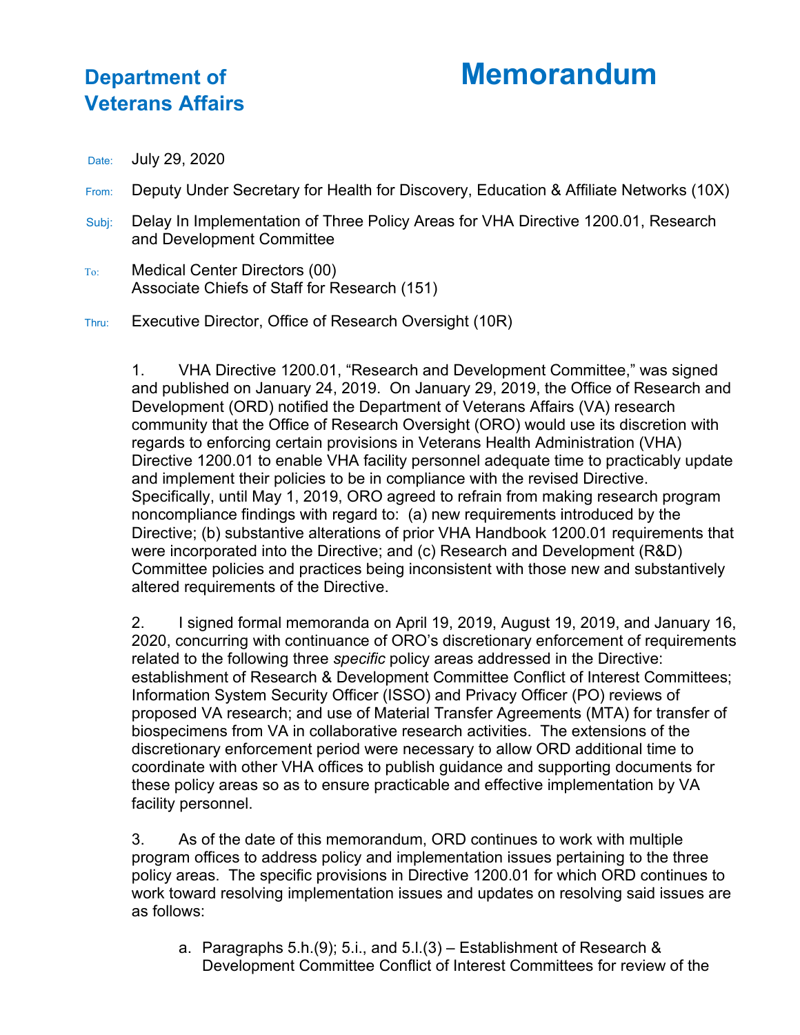**Department of Veterans Affairs**

# Memorandum

Date: July 29, 2020

From: Deputy Under Secretary for Health for Discovery, Education & Affiliate Networks (10X)

Subj: Delay In Implementation of Three Policy Areas for VHA Directive 1200.01, Research and Development Committee

To: Medical Center Directors (00)
Associate Chiefs of Staff for Research (151)

Thru: Executive Director, Office of Research Oversight (10R)

1. VHA Directive 1200.01, "Research and Development Committee," was signed and published on January 24, 2019. On January 29, 2019, the Office of Research and Development (ORD) notified the Department of Veterans Affairs (VA) research community that the Office of Research Oversight (ORO) would use its discretion with regards to enforcing certain provisions in Veterans Health Administration (VHA) Directive 1200.01 to enable VHA facility personnel adequate time to practicably update and implement their policies to be in compliance with the revised Directive. Specifically, until May 1, 2019, ORO agreed to refrain from making research program noncompliance findings with regard to: (a) new requirements introduced by the Directive; (b) substantive alterations of prior VHA Handbook 1200.01 requirements that were incorporated into the Directive; and (c) Research and Development (R&D) Committee policies and practices being inconsistent with those new and substantively altered requirements of the Directive.

2. I signed formal memoranda on April 19, 2019, August 19, 2019, and January 16, 2020, concurring with continuance of ORO's discretionary enforcement of requirements related to the following three *specific* policy areas addressed in the Directive: establishment of Research & Development Committee Conflict of Interest Committees; Information System Security Officer (ISSO) and Privacy Officer (PO) reviews of proposed VA research; and use of Material Transfer Agreements (MTA) for transfer of biospecimens from VA in collaborative research activities. The extensions of the discretionary enforcement period were necessary to allow ORD additional time to coordinate with other VHA offices to publish guidance and supporting documents for these policy areas so as to ensure practicable and effective implementation by VA facility personnel.

3. As of the date of this memorandum, ORD continues to work with multiple program offices to address policy and implementation issues pertaining to the three policy areas. The specific provisions in Directive 1200.01 for which ORD continues to work toward resolving implementation issues and updates on resolving said issues are as follows:

   a. Paragraphs 5.h.(9); 5.i., and 5.l.(3) – Establishment of Research & Development Committee Conflict of Interest Committees for review of the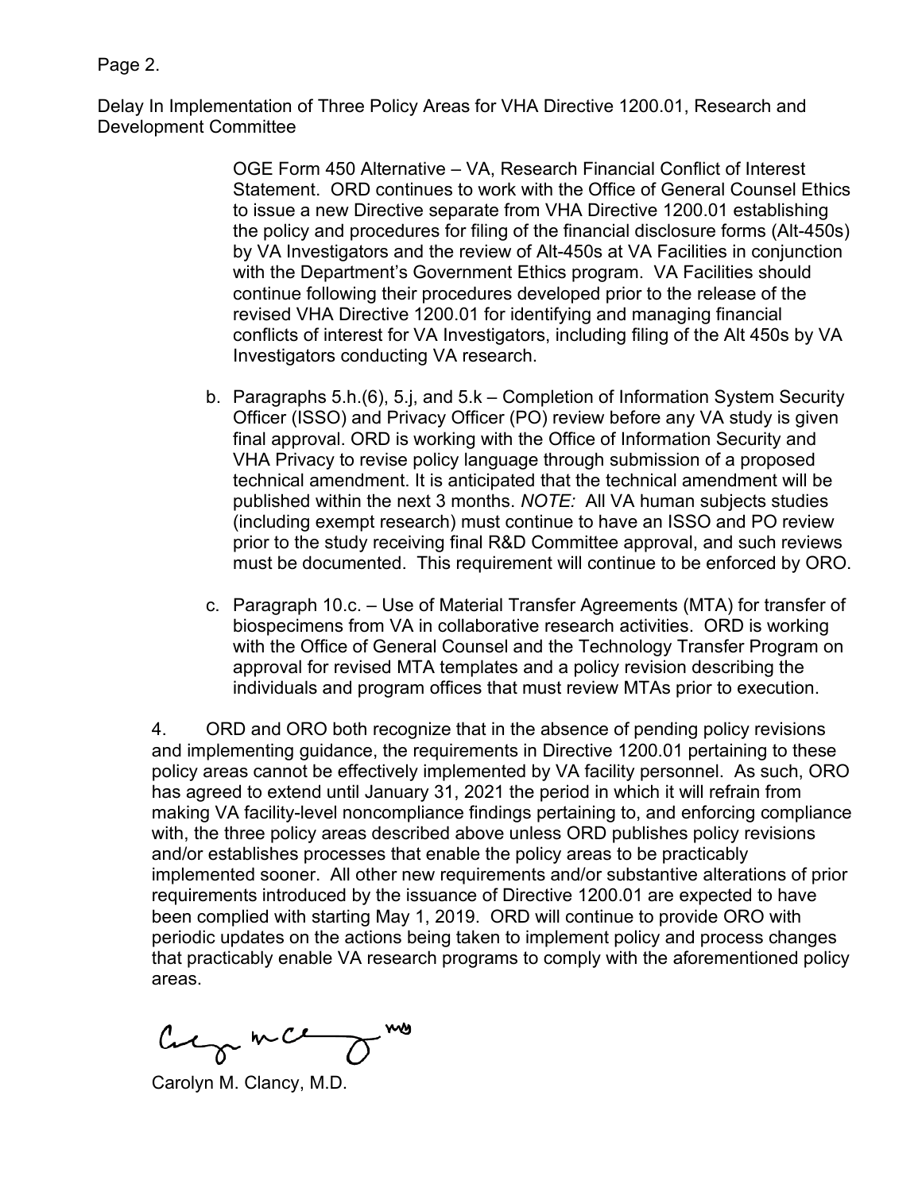Delay In Implementation of Three Policy Areas for VHA Directive 1200.01, Research and Development Committee

OGE Form 450 Alternative – VA, Research Financial Conflict of Interest Statement. ORD continues to work with the Office of General Counsel Ethics to issue a new Directive separate from VHA Directive 1200.01 establishing the policy and procedures for filing of the financial disclosure forms (Alt-450s) by VA Investigators and the review of Alt-450s at VA Facilities in conjunction with the Department's Government Ethics program. VA Facilities should continue following their procedures developed prior to the release of the revised VHA Directive 1200.01 for identifying and managing financial conflicts of interest for VA Investigators, including filing of the Alt 450s by VA Investigators conducting VA research.

b. Paragraphs 5.h.(6), 5.j, and 5.k – Completion of Information System Security Officer (ISSO) and Privacy Officer (PO) review before any VA study is given final approval. ORD is working with the Office of Information Security and VHA Privacy to revise policy language through submission of a proposed technical amendment. It is anticipated that the technical amendment will be published within the next 3 months. *NOTE:* All VA human subjects studies (including exempt research) must continue to have an ISSO and PO review prior to the study receiving final R&D Committee approval, and such reviews must be documented. This requirement will continue to be enforced by ORO.

c. Paragraph 10.c. – Use of Material Transfer Agreements (MTA) for transfer of biospecimens from VA in collaborative research activities. ORD is working with the Office of General Counsel and the Technology Transfer Program on approval for revised MTA templates and a policy revision describing the individuals and program offices that must review MTAs prior to execution.

4. ORD and ORO both recognize that in the absence of pending policy revisions and implementing guidance, the requirements in Directive 1200.01 pertaining to these policy areas cannot be effectively implemented by VA facility personnel. As such, ORO has agreed to extend until January 31, 2021 the period in which it will refrain from making VA facility-level noncompliance findings pertaining to, and enforcing compliance with, the three policy areas described above unless ORD publishes policy revisions and/or establishes processes that enable the policy areas to be practicably implemented sooner. All other new requirements and/or substantive alterations of prior requirements introduced by the issuance of Directive 1200.01 are expected to have been complied with starting May 1, 2019. ORD will continue to provide ORO with periodic updates on the actions being taken to implement policy and process changes that practicably enable VA research programs to comply with the aforementioned policy areas.

Carolyn M. Clancy, M.D.